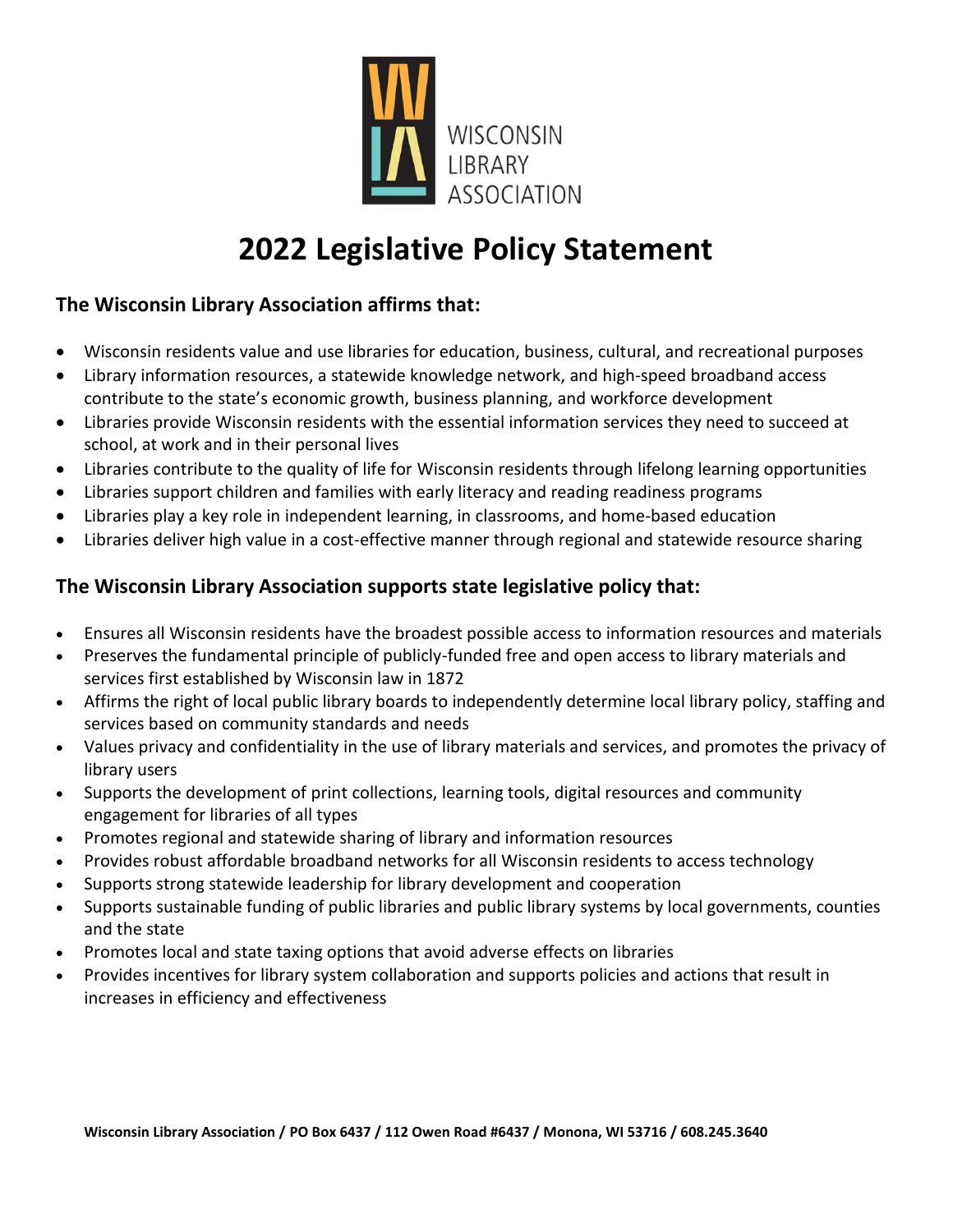WISCONSIN LIBRARY ASSOCIATION

# 2022 Legislative Policy Statement

## The Wisconsin Library Association affirms that:

- Wisconsin residents value and use libraries for education, business, cultural, and recreational purposes
- Library information resources, a statewide knowledge network, and high-speed broadband access contribute to the state's economic growth, business planning, and workforce development
- Libraries provide Wisconsin residents with the essential information services they need to succeed at school, at work and in their personal lives
- Libraries contribute to the quality of life for Wisconsin residents through lifelong learning opportunities
- Libraries support children and families with early literacy and reading readiness programs
- Libraries play a key role in independent learning, in classrooms, and home-based education
- Libraries deliver high value in a cost-effective manner through regional and statewide resource sharing

## The Wisconsin Library Association supports state legislative policy that:

- Ensures all Wisconsin residents have the broadest possible access to information resources and materials
- Preserves the fundamental principle of publicly-funded free and open access to library materials and services first established by Wisconsin law in 1872
- Affirms the right of local public library boards to independently determine local library policy, staffing and services based on community standards and needs
- Values privacy and confidentiality in the use of library materials and services, and promotes the privacy of library users
- Supports the development of print collections, learning tools, digital resources and community engagement for libraries of all types
- Promotes regional and statewide sharing of library and information resources
- Provides robust affordable broadband networks for all Wisconsin residents to access technology
- Supports strong statewide leadership for library development and cooperation
- Supports sustainable funding of public libraries and public library systems by local governments, counties and the state
- Promotes local and state taxing options that avoid adverse effects on libraries
- Provides incentives for library system collaboration and supports policies and actions that result in increases in efficiency and effectiveness

**Wisconsin Library Association / PO Box 6437 / 112 Owen Road #6437 / Monona, WI 53716 / 608.245.3640**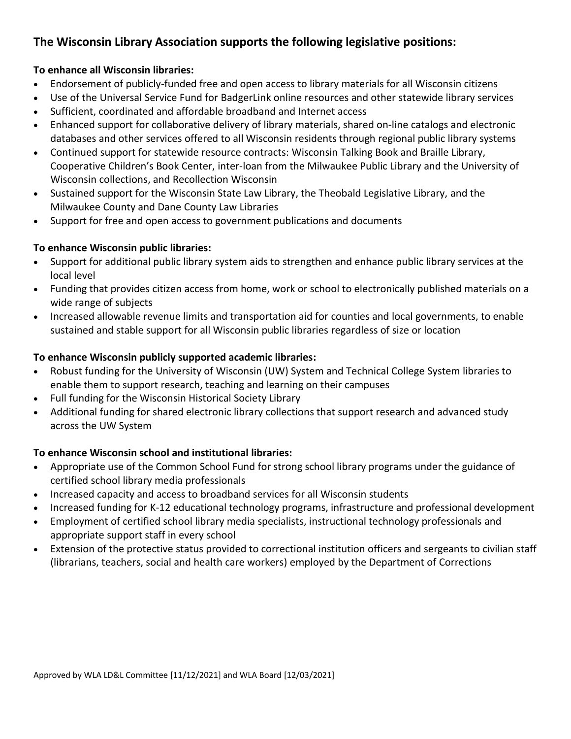## The Wisconsin Library Association supports the following legislative positions:

**To enhance all Wisconsin libraries:**

- Endorsement of publicly-funded free and open access to library materials for all Wisconsin citizens
- Use of the Universal Service Fund for BadgerLink online resources and other statewide library services
- Sufficient, coordinated and affordable broadband and Internet access
- Enhanced support for collaborative delivery of library materials, shared on-line catalogs and electronic databases and other services offered to all Wisconsin residents through regional public library systems
- Continued support for statewide resource contracts: Wisconsin Talking Book and Braille Library, Cooperative Children's Book Center, inter-loan from the Milwaukee Public Library and the University of Wisconsin collections, and Recollection Wisconsin
- Sustained support for the Wisconsin State Law Library, the Theobald Legislative Library, and the Milwaukee County and Dane County Law Libraries
- Support for free and open access to government publications and documents

**To enhance Wisconsin public libraries:**

- Support for additional public library system aids to strengthen and enhance public library services at the local level
- Funding that provides citizen access from home, work or school to electronically published materials on a wide range of subjects
- Increased allowable revenue limits and transportation aid for counties and local governments, to enable sustained and stable support for all Wisconsin public libraries regardless of size or location

**To enhance Wisconsin publicly supported academic libraries:**

- Robust funding for the University of Wisconsin (UW) System and Technical College System libraries to enable them to support research, teaching and learning on their campuses
- Full funding for the Wisconsin Historical Society Library
- Additional funding for shared electronic library collections that support research and advanced study across the UW System

**To enhance Wisconsin school and institutional libraries:**

- Appropriate use of the Common School Fund for strong school library programs under the guidance of certified school library media professionals
- Increased capacity and access to broadband services for all Wisconsin students
- Increased funding for K-12 educational technology programs, infrastructure and professional development
- Employment of certified school library media specialists, instructional technology professionals and appropriate support staff in every school
- Extension of the protective status provided to correctional institution officers and sergeants to civilian staff (librarians, teachers, social and health care workers) employed by the Department of Corrections

Approved by WLA LD&L Committee [11/12/2021] and WLA Board [12/03/2021]